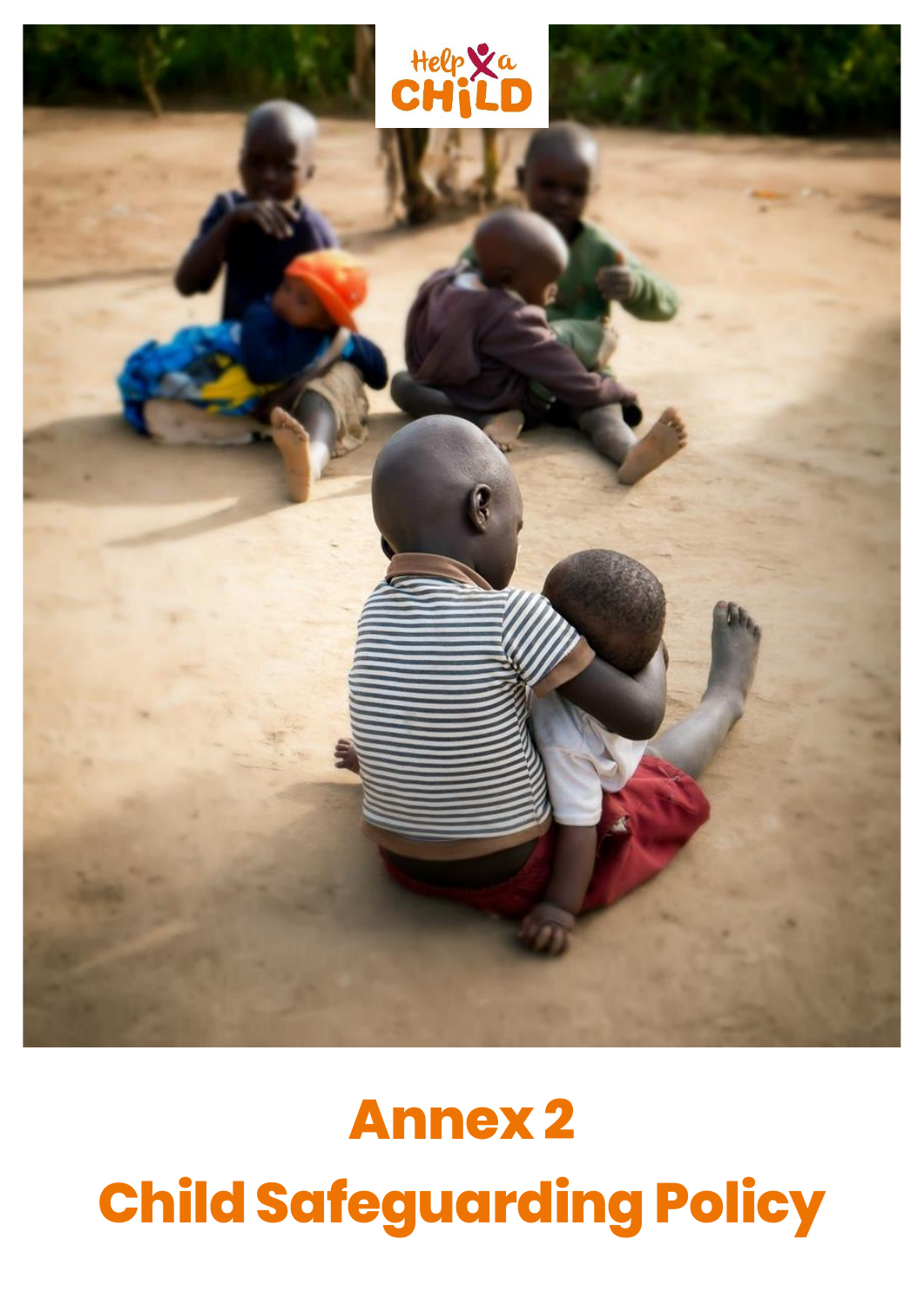Help a CHILD

# Annex 2

# Child Safeguarding Policy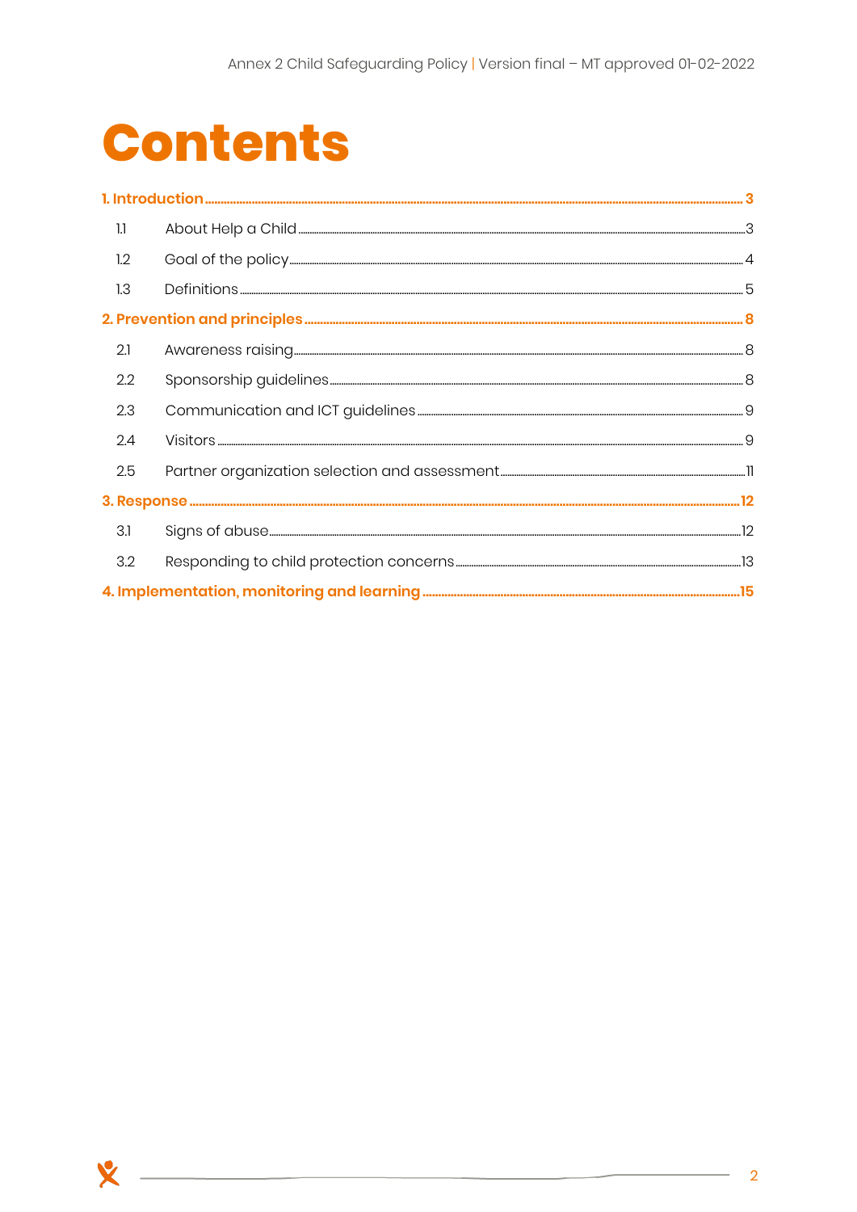# Contents

1. Introduction ........ 3
   - 1.1 About Help a Child ........ 3
   - 1.2 Goal of the policy ........ 4
   - 1.3 Definitions ........ 5
2. Prevention and principles ........ 8
   - 2.1 Awareness raising ........ 8
   - 2.2 Sponsorship guidelines ........ 8
   - 2.3 Communication and ICT guidelines ........ 9
   - 2.4 Visitors ........ 9
   - 2.5 Partner organization selection and assessment ........ 11
3. Response ........ 12
   - 3.1 Signs of abuse ........ 12
   - 3.2 Responding to child protection concerns ........ 13
4. Implementation, monitoring and learning ........ 15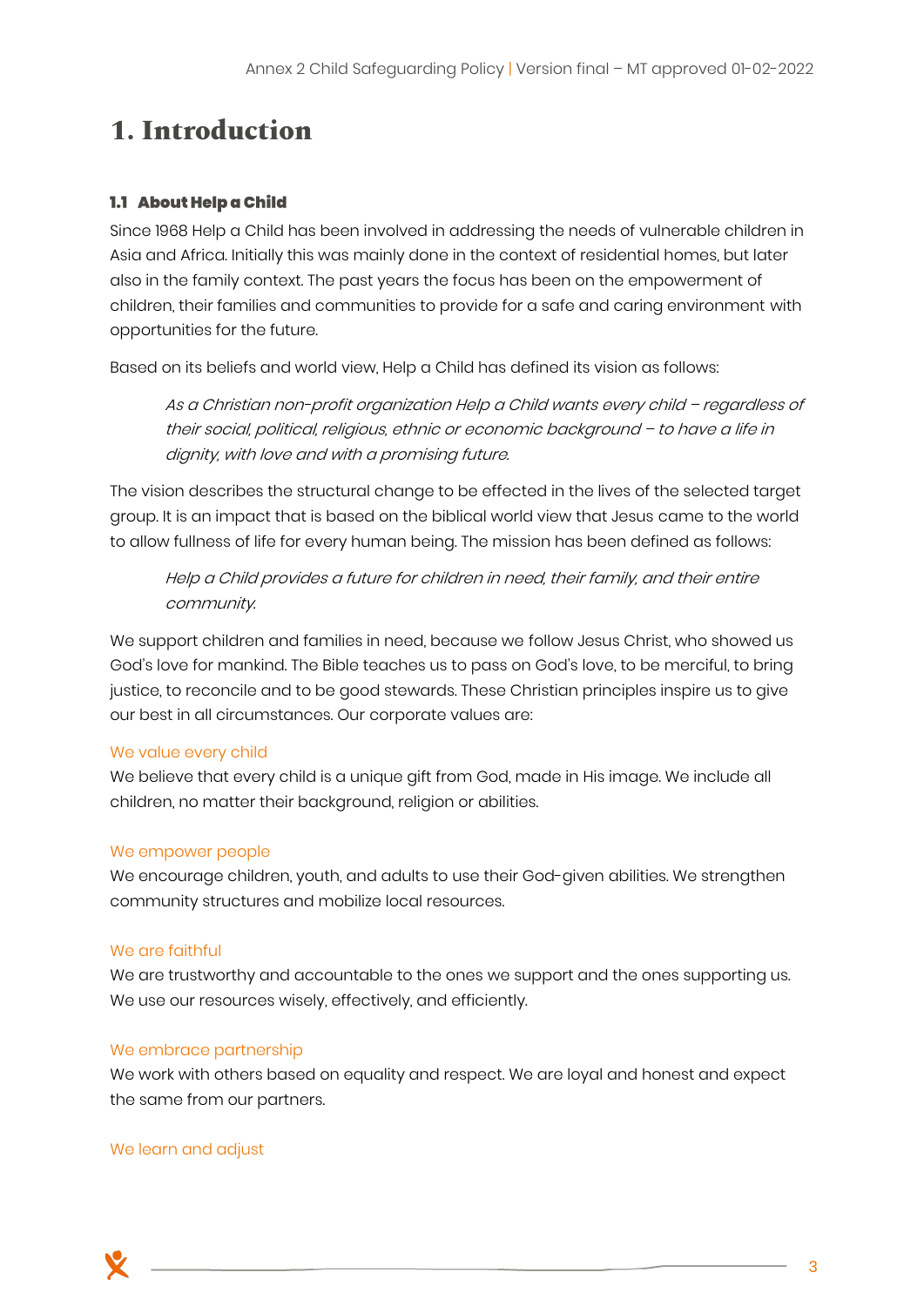# 1. Introduction

### 1.1 About Help a Child

Since 1968 Help a Child has been involved in addressing the needs of vulnerable children in Asia and Africa. Initially this was mainly done in the context of residential homes, but later also in the family context. The past years the focus has been on the empowerment of children, their families and communities to provide for a safe and caring environment with opportunities for the future.

Based on its beliefs and world view, Help a Child has defined its vision as follows:

> *As a Christian non-profit organization Help a Child wants every child – regardless of their social, political, religious, ethnic or economic background – to have a life in dignity, with love and with a promising future.*

The vision describes the structural change to be effected in the lives of the selected target group. It is an impact that is based on the biblical world view that Jesus came to the world to allow fullness of life for every human being. The mission has been defined as follows:

> *Help a Child provides a future for children in need, their family, and their entire community.*

We support children and families in need, because we follow Jesus Christ, who showed us God's love for mankind. The Bible teaches us to pass on God's love, to be merciful, to bring justice, to reconcile and to be good stewards. These Christian principles inspire us to give our best in all circumstances. Our corporate values are:

**We value every child**

We believe that every child is a unique gift from God, made in His image. We include all children, no matter their background, religion or abilities.

**We empower people**

We encourage children, youth, and adults to use their God-given abilities. We strengthen community structures and mobilize local resources.

**We are faithful**

We are trustworthy and accountable to the ones we support and the ones supporting us. We use our resources wisely, effectively, and efficiently.

**We embrace partnership**

We work with others based on equality and respect. We are loyal and honest and expect the same from our partners.

**We learn and adjust**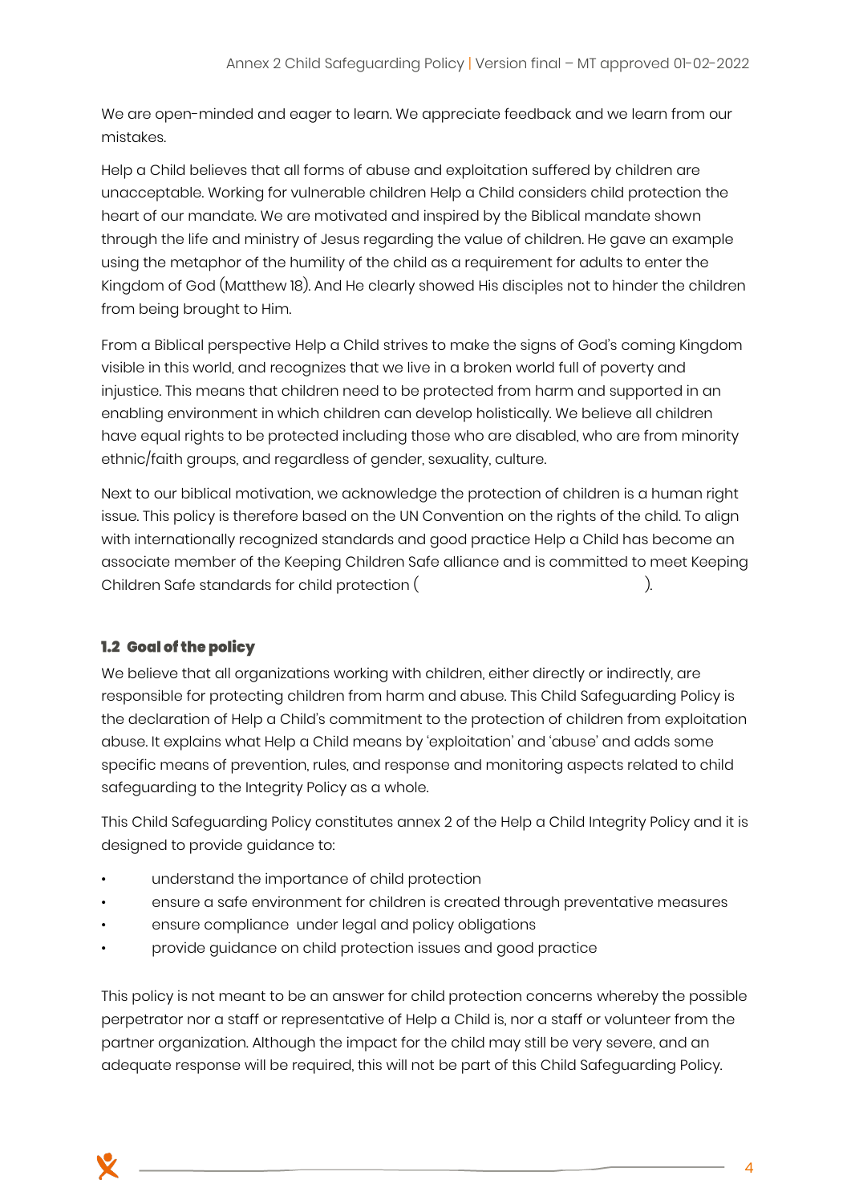We are open-minded and eager to learn. We appreciate feedback and we learn from our mistakes.

Help a Child believes that all forms of abuse and exploitation suffered by children are unacceptable. Working for vulnerable children Help a Child considers child protection the heart of our mandate. We are motivated and inspired by the Biblical mandate shown through the life and ministry of Jesus regarding the value of children. He gave an example using the metaphor of the humility of the child as a requirement for adults to enter the Kingdom of God (Matthew 18). And He clearly showed His disciples not to hinder the children from being brought to Him.

From a Biblical perspective Help a Child strives to make the signs of God's coming Kingdom visible in this world, and recognizes that we live in a broken world full of poverty and injustice. This means that children need to be protected from harm and supported in an enabling environment in which children can develop holistically. We believe all children have equal rights to be protected including those who are disabled, who are from minority ethnic/faith groups, and regardless of gender, sexuality, culture.

Next to our biblical motivation, we acknowledge the protection of children is a human right issue. This policy is therefore based on the UN Convention on the rights of the child. To align with internationally recognized standards and good practice Help a Child has become an associate member of the Keeping Children Safe alliance and is committed to meet Keeping Children Safe standards for child protection ( ).

### 1.2 Goal of the policy

We believe that all organizations working with children, either directly or indirectly, are responsible for protecting children from harm and abuse. This Child Safeguarding Policy is the declaration of Help a Child's commitment to the protection of children from exploitation abuse. It explains what Help a Child means by 'exploitation' and 'abuse' and adds some specific means of prevention, rules, and response and monitoring aspects related to child safeguarding to the Integrity Policy as a whole.

This Child Safeguarding Policy constitutes annex 2 of the Help a Child Integrity Policy and it is designed to provide guidance to:

- understand the importance of child protection
- ensure a safe environment for children is created through preventative measures
- ensure compliance under legal and policy obligations
- provide guidance on child protection issues and good practice

This policy is not meant to be an answer for child protection concerns whereby the possible perpetrator nor a staff or representative of Help a Child is, nor a staff or volunteer from the partner organization. Although the impact for the child may still be very severe, and an adequate response will be required, this will not be part of this Child Safeguarding Policy.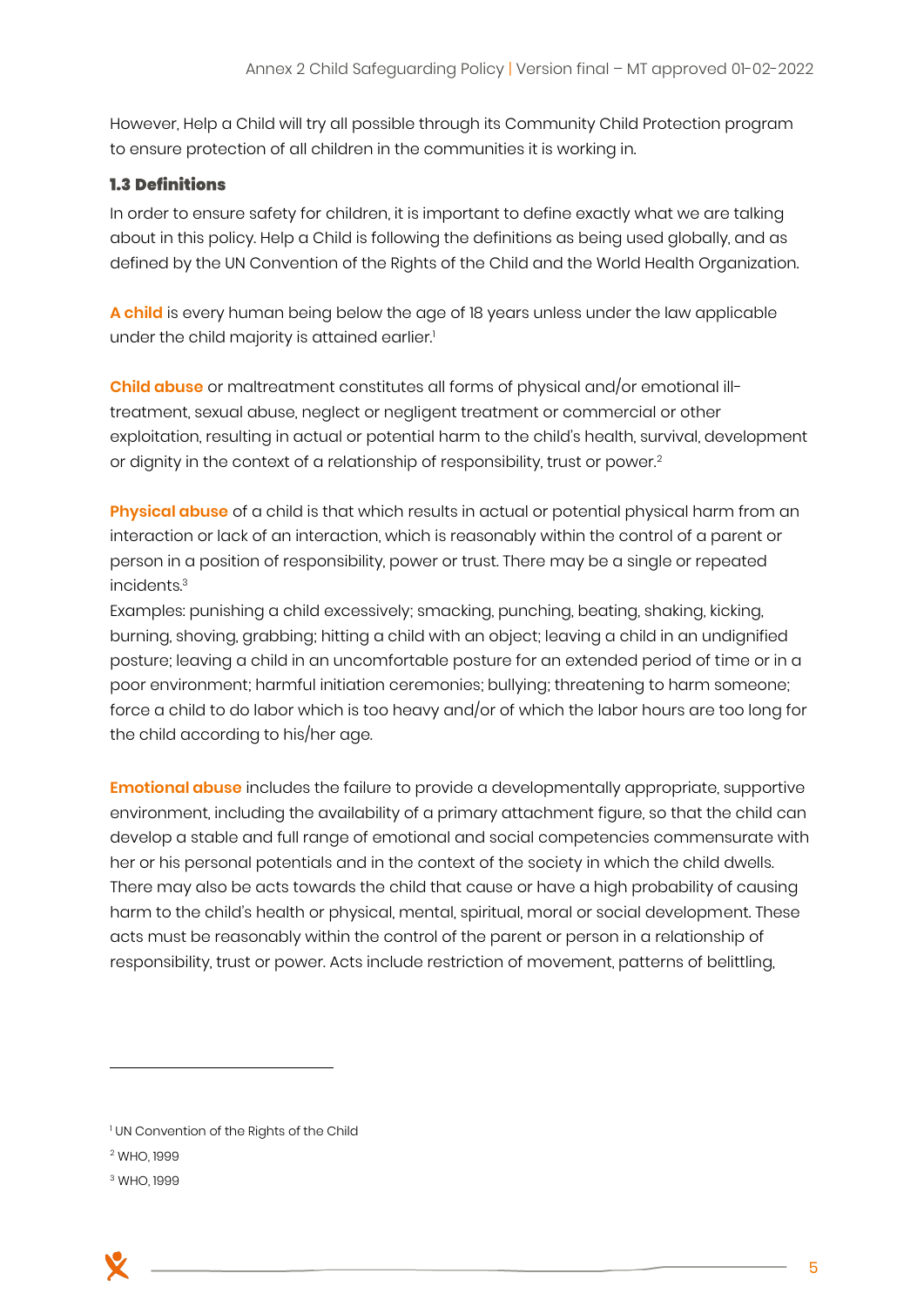However, Help a Child will try all possible through its Community Child Protection program to ensure protection of all children in the communities it is working in.

### 1.3 Definitions

In order to ensure safety for children, it is important to define exactly what we are talking about in this policy. Help a Child is following the definitions as being used globally, and as defined by the UN Convention of the Rights of the Child and the World Health Organization.

**A child** is every human being below the age of 18 years unless under the law applicable under the child majority is attained earlier.[1]

**Child abuse** or maltreatment constitutes all forms of physical and/or emotional ill-treatment, sexual abuse, neglect or negligent treatment or commercial or other exploitation, resulting in actual or potential harm to the child's health, survival, development or dignity in the context of a relationship of responsibility, trust or power.[2]

**Physical abuse** of a child is that which results in actual or potential physical harm from an interaction or lack of an interaction, which is reasonably within the control of a parent or person in a position of responsibility, power or trust. There may be a single or repeated incidents.[3]
Examples: punishing a child excessively; smacking, punching, beating, shaking, kicking, burning, shoving, grabbing; hitting a child with an object; leaving a child in an undignified posture; leaving a child in an uncomfortable posture for an extended period of time or in a poor environment; harmful initiation ceremonies; bullying; threatening to harm someone; force a child to do labor which is too heavy and/or of which the labor hours are too long for the child according to his/her age.

**Emotional abuse** includes the failure to provide a developmentally appropriate, supportive environment, including the availability of a primary attachment figure, so that the child can develop a stable and full range of emotional and social competencies commensurate with her or his personal potentials and in the context of the society in which the child dwells. There may also be acts towards the child that cause or have a high probability of causing harm to the child's health or physical, mental, spiritual, moral or social development. These acts must be reasonably within the control of the parent or person in a relationship of responsibility, trust or power. Acts include restriction of movement, patterns of belittling,

---

[1] UN Convention of the Rights of the Child

[2] WHO, 1999

[3] WHO, 1999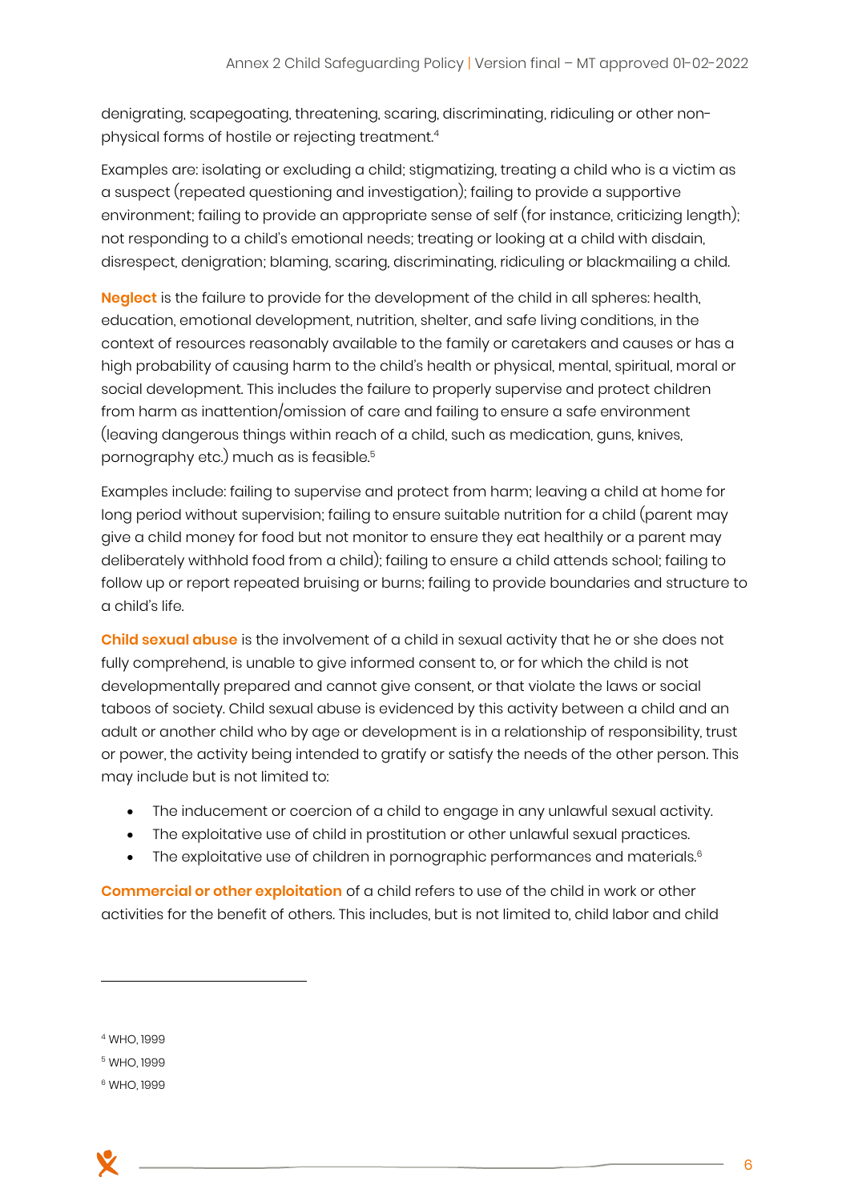denigrating, scapegoating, threatening, scaring, discriminating, ridiculing or other non-physical forms of hostile or rejecting treatment.[4]

Examples are: isolating or excluding a child; stigmatizing, treating a child who is a victim as a suspect (repeated questioning and investigation); failing to provide a supportive environment; failing to provide an appropriate sense of self (for instance, criticizing length); not responding to a child's emotional needs; treating or looking at a child with disdain, disrespect, denigration; blaming, scaring, discriminating, ridiculing or blackmailing a child.

**Neglect** is the failure to provide for the development of the child in all spheres: health, education, emotional development, nutrition, shelter, and safe living conditions, in the context of resources reasonably available to the family or caretakers and causes or has a high probability of causing harm to the child's health or physical, mental, spiritual, moral or social development. This includes the failure to properly supervise and protect children from harm as inattention/omission of care and failing to ensure a safe environment (leaving dangerous things within reach of a child, such as medication, guns, knives, pornography etc.) much as is feasible.[5]

Examples include: failing to supervise and protect from harm; leaving a child at home for long period without supervision; failing to ensure suitable nutrition for a child (parent may give a child money for food but not monitor to ensure they eat healthily or a parent may deliberately withhold food from a child); failing to ensure a child attends school; failing to follow up or report repeated bruising or burns; failing to provide boundaries and structure to a child's life.

**Child sexual abuse** is the involvement of a child in sexual activity that he or she does not fully comprehend, is unable to give informed consent to, or for which the child is not developmentally prepared and cannot give consent, or that violate the laws or social taboos of society. Child sexual abuse is evidenced by this activity between a child and an adult or another child who by age or development is in a relationship of responsibility, trust or power, the activity being intended to gratify or satisfy the needs of the other person. This may include but is not limited to:

- The inducement or coercion of a child to engage in any unlawful sexual activity.
- The exploitative use of child in prostitution or other unlawful sexual practices.
- The exploitative use of children in pornographic performances and materials.[6]

**Commercial or other exploitation** of a child refers to use of the child in work or other activities for the benefit of others. This includes, but is not limited to, child labor and child

---

[4] WHO, 1999

[5] WHO, 1999

[6] WHO, 1999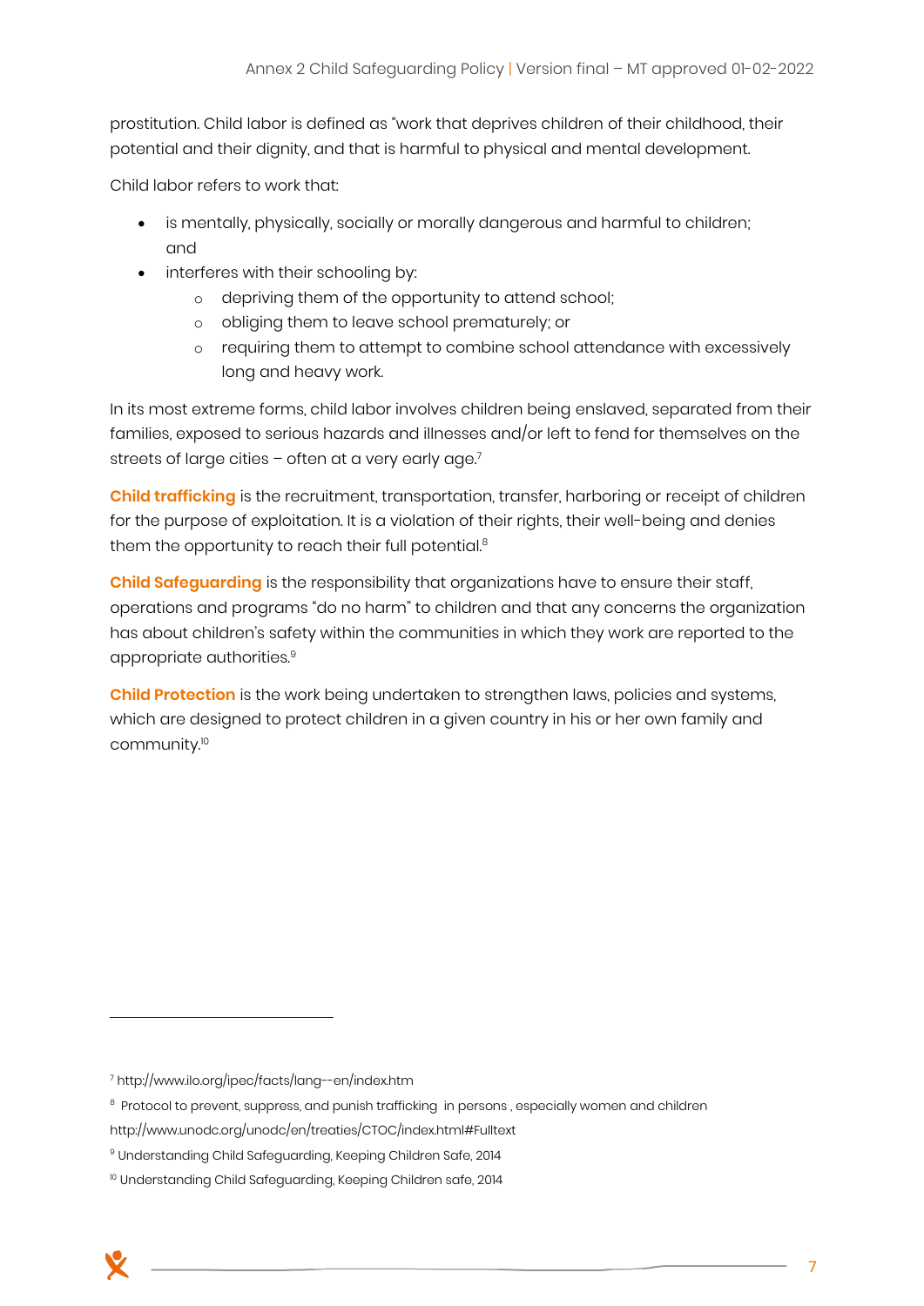prostitution. Child labor is defined as "work that deprives children of their childhood, their potential and their dignity, and that is harmful to physical and mental development.

Child labor refers to work that:

- is mentally, physically, socially or morally dangerous and harmful to children; and
- interferes with their schooling by:
  - depriving them of the opportunity to attend school;
  - obliging them to leave school prematurely; or
  - requiring them to attempt to combine school attendance with excessively long and heavy work.

In its most extreme forms, child labor involves children being enslaved, separated from their families, exposed to serious hazards and illnesses and/or left to fend for themselves on the streets of large cities – often at a very early age.[7]

**Child trafficking** is the recruitment, transportation, transfer, harboring or receipt of children for the purpose of exploitation. It is a violation of their rights, their well-being and denies them the opportunity to reach their full potential.[8]

**Child Safeguarding** is the responsibility that organizations have to ensure their staff, operations and programs "do no harm" to children and that any concerns the organization has about children's safety within the communities in which they work are reported to the appropriate authorities.[9]

**Child Protection** is the work being undertaken to strengthen laws, policies and systems, which are designed to protect children in a given country in his or her own family and community.[10]

---

[7] http://www.ilo.org/ipec/facts/lang--en/index.htm

[8] Protocol to prevent, suppress, and punish trafficking in persons , especially women and children http://www.unodc.org/unodc/en/treaties/CTOC/index.html#Fulltext

[9] Understanding Child Safeguarding, Keeping Children Safe, 2014

[10] Understanding Child Safeguarding, Keeping Children safe, 2014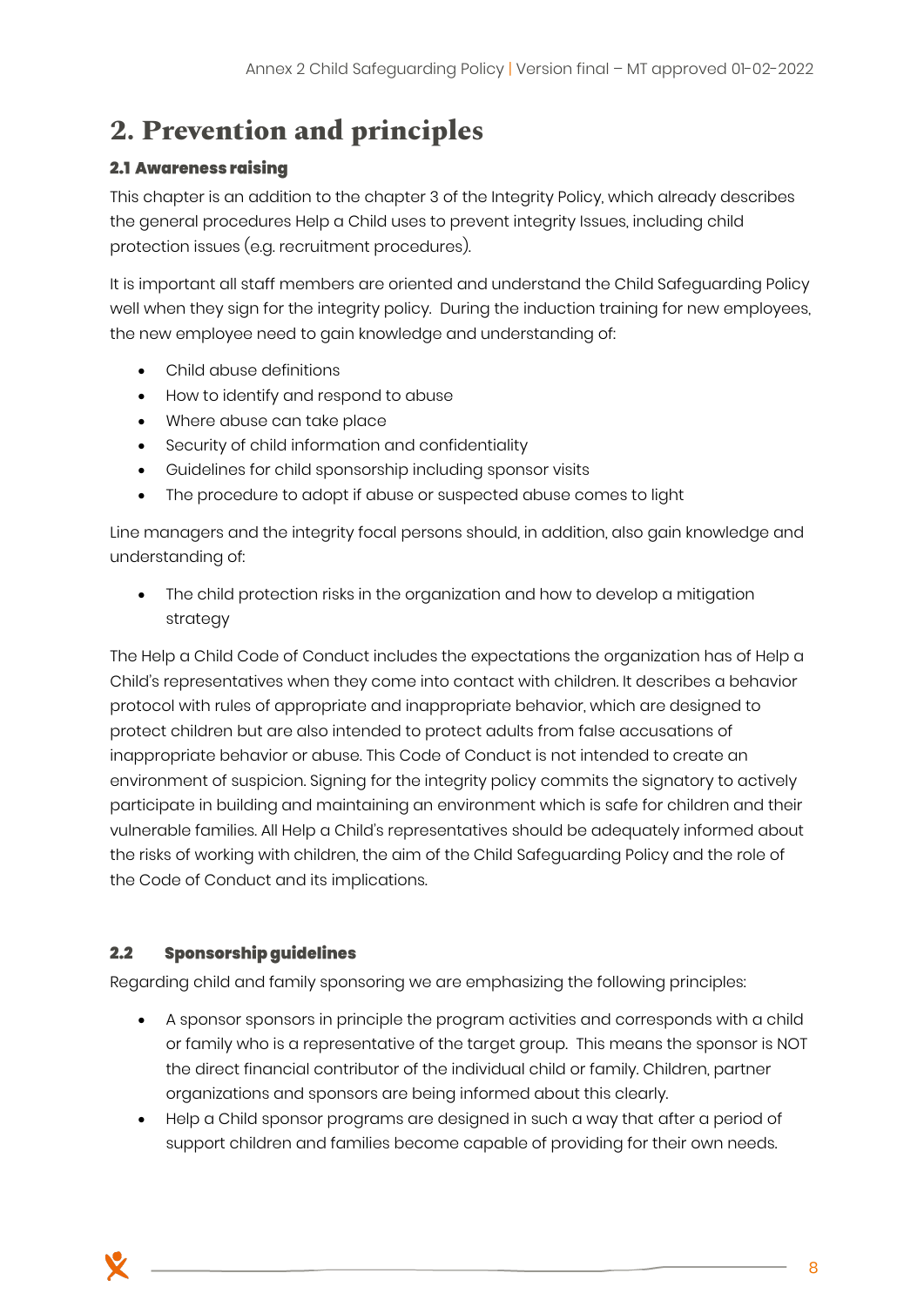# 2. Prevention and principles

## 2.1 Awareness raising

This chapter is an addition to the chapter 3 of the Integrity Policy, which already describes the general procedures Help a Child uses to prevent integrity Issues, including child protection issues (e.g. recruitment procedures).

It is important all staff members are oriented and understand the Child Safeguarding Policy well when they sign for the integrity policy. During the induction training for new employees, the new employee need to gain knowledge and understanding of:

- Child abuse definitions
- How to identify and respond to abuse
- Where abuse can take place
- Security of child information and confidentiality
- Guidelines for child sponsorship including sponsor visits
- The procedure to adopt if abuse or suspected abuse comes to light

Line managers and the integrity focal persons should, in addition, also gain knowledge and understanding of:

- The child protection risks in the organization and how to develop a mitigation strategy

The Help a Child Code of Conduct includes the expectations the organization has of Help a Child's representatives when they come into contact with children. It describes a behavior protocol with rules of appropriate and inappropriate behavior, which are designed to protect children but are also intended to protect adults from false accusations of inappropriate behavior or abuse. This Code of Conduct is not intended to create an environment of suspicion. Signing for the integrity policy commits the signatory to actively participate in building and maintaining an environment which is safe for children and their vulnerable families. All Help a Child's representatives should be adequately informed about the risks of working with children, the aim of the Child Safeguarding Policy and the role of the Code of Conduct and its implications.

## 2.2 Sponsorship guidelines

Regarding child and family sponsoring we are emphasizing the following principles:

- A sponsor sponsors in principle the program activities and corresponds with a child or family who is a representative of the target group. This means the sponsor is NOT the direct financial contributor of the individual child or family. Children, partner organizations and sponsors are being informed about this clearly.
- Help a Child sponsor programs are designed in such a way that after a period of support children and families become capable of providing for their own needs.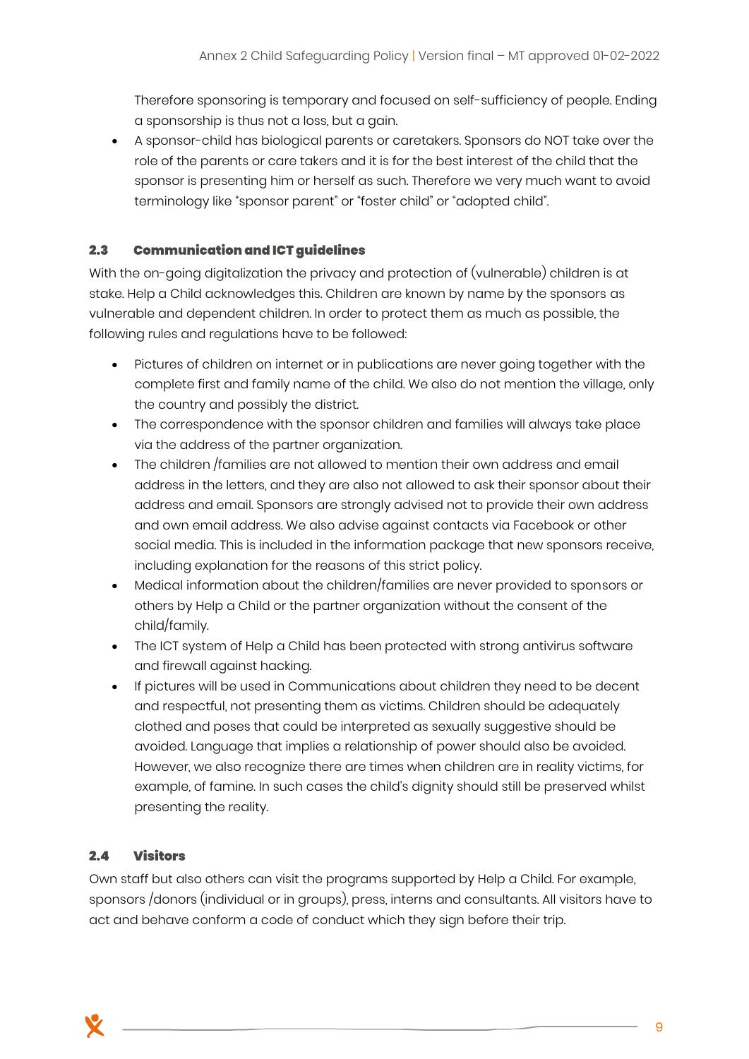Therefore sponsoring is temporary and focused on self-sufficiency of people. Ending a sponsorship is thus not a loss, but a gain.

- A sponsor-child has biological parents or caretakers. Sponsors do NOT take over the role of the parents or care takers and it is for the best interest of the child that the sponsor is presenting him or herself as such. Therefore we very much want to avoid terminology like "sponsor parent" or "foster child" or "adopted child".

### 2.3 Communication and ICT guidelines

With the on-going digitalization the privacy and protection of (vulnerable) children is at stake. Help a Child acknowledges this. Children are known by name by the sponsors as vulnerable and dependent children. In order to protect them as much as possible, the following rules and regulations have to be followed:

- Pictures of children on internet or in publications are never going together with the complete first and family name of the child. We also do not mention the village, only the country and possibly the district.
- The correspondence with the sponsor children and families will always take place via the address of the partner organization.
- The children /families are not allowed to mention their own address and email address in the letters, and they are also not allowed to ask their sponsor about their address and email. Sponsors are strongly advised not to provide their own address and own email address. We also advise against contacts via Facebook or other social media. This is included in the information package that new sponsors receive, including explanation for the reasons of this strict policy.
- Medical information about the children/families are never provided to sponsors or others by Help a Child or the partner organization without the consent of the child/family.
- The ICT system of Help a Child has been protected with strong antivirus software and firewall against hacking.
- If pictures will be used in Communications about children they need to be decent and respectful, not presenting them as victims. Children should be adequately clothed and poses that could be interpreted as sexually suggestive should be avoided. Language that implies a relationship of power should also be avoided. However, we also recognize there are times when children are in reality victims, for example, of famine. In such cases the child's dignity should still be preserved whilst presenting the reality.

### 2.4 Visitors

Own staff but also others can visit the programs supported by Help a Child. For example, sponsors /donors (individual or in groups), press, interns and consultants. All visitors have to act and behave conform a code of conduct which they sign before their trip.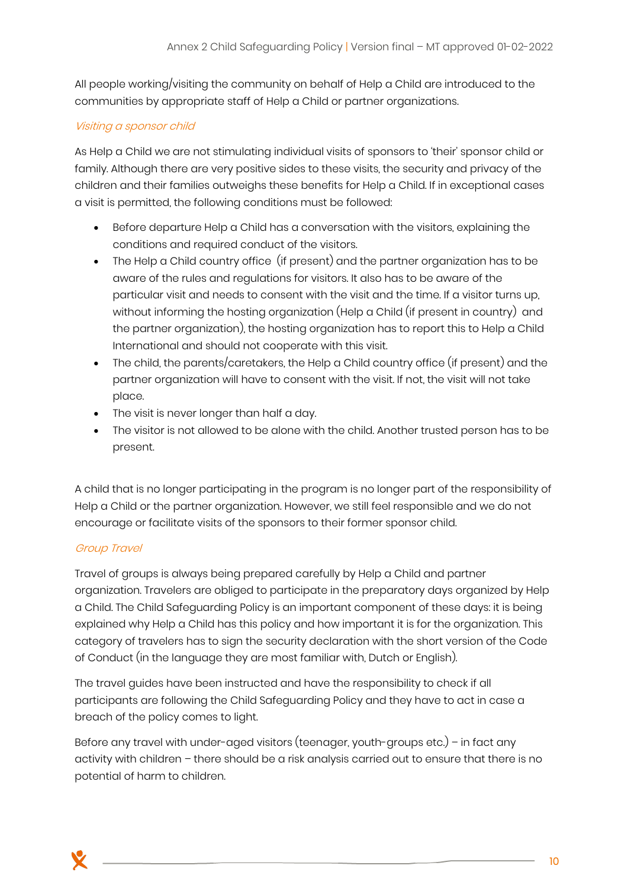All people working/visiting the community on behalf of Help a Child are introduced to the communities by appropriate staff of Help a Child or partner organizations.

### *Visiting a sponsor child*

As Help a Child we are not stimulating individual visits of sponsors to 'their' sponsor child or family. Although there are very positive sides to these visits, the security and privacy of the children and their families outweighs these benefits for Help a Child. If in exceptional cases a visit is permitted, the following conditions must be followed:

- Before departure Help a Child has a conversation with the visitors, explaining the conditions and required conduct of the visitors.
- The Help a Child country office (if present) and the partner organization has to be aware of the rules and regulations for visitors. It also has to be aware of the particular visit and needs to consent with the visit and the time. If a visitor turns up, without informing the hosting organization (Help a Child (if present in country) and the partner organization), the hosting organization has to report this to Help a Child International and should not cooperate with this visit.
- The child, the parents/caretakers, the Help a Child country office (if present) and the partner organization will have to consent with the visit. If not, the visit will not take place.
- The visit is never longer than half a day.
- The visitor is not allowed to be alone with the child. Another trusted person has to be present.

A child that is no longer participating in the program is no longer part of the responsibility of Help a Child or the partner organization. However, we still feel responsible and we do not encourage or facilitate visits of the sponsors to their former sponsor child.

### *Group Travel*

Travel of groups is always being prepared carefully by Help a Child and partner organization. Travelers are obliged to participate in the preparatory days organized by Help a Child. The Child Safeguarding Policy is an important component of these days: it is being explained why Help a Child has this policy and how important it is for the organization. This category of travelers has to sign the security declaration with the short version of the Code of Conduct (in the language they are most familiar with, Dutch or English).

The travel guides have been instructed and have the responsibility to check if all participants are following the Child Safeguarding Policy and they have to act in case a breach of the policy comes to light.

Before any travel with under-aged visitors (teenager, youth-groups etc.) – in fact any activity with children – there should be a risk analysis carried out to ensure that there is no potential of harm to children.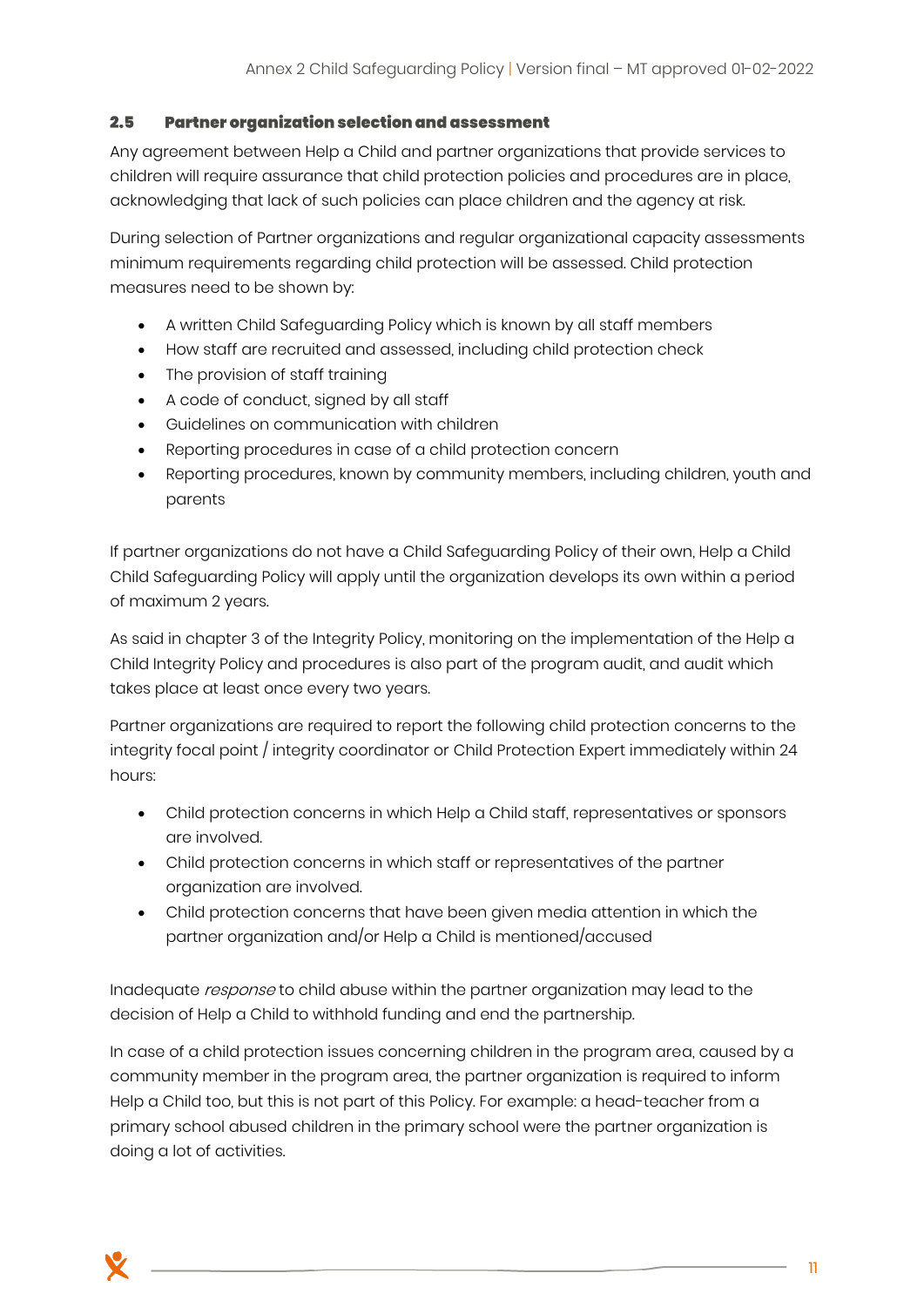### 2.5 Partner organization selection and assessment

Any agreement between Help a Child and partner organizations that provide services to children will require assurance that child protection policies and procedures are in place, acknowledging that lack of such policies can place children and the agency at risk.

During selection of Partner organizations and regular organizational capacity assessments minimum requirements regarding child protection will be assessed. Child protection measures need to be shown by:

- A written Child Safeguarding Policy which is known by all staff members
- How staff are recruited and assessed, including child protection check
- The provision of staff training
- A code of conduct, signed by all staff
- Guidelines on communication with children
- Reporting procedures in case of a child protection concern
- Reporting procedures, known by community members, including children, youth and parents

If partner organizations do not have a Child Safeguarding Policy of their own, Help a Child Child Safeguarding Policy will apply until the organization develops its own within a period of maximum 2 years.

As said in chapter 3 of the Integrity Policy, monitoring on the implementation of the Help a Child Integrity Policy and procedures is also part of the program audit, and audit which takes place at least once every two years.

Partner organizations are required to report the following child protection concerns to the integrity focal point / integrity coordinator or Child Protection Expert immediately within 24 hours:

- Child protection concerns in which Help a Child staff, representatives or sponsors are involved.
- Child protection concerns in which staff or representatives of the partner organization are involved.
- Child protection concerns that have been given media attention in which the partner organization and/or Help a Child is mentioned/accused

Inadequate *response* to child abuse within the partner organization may lead to the decision of Help a Child to withhold funding and end the partnership.

In case of a child protection issues concerning children in the program area, caused by a community member in the program area, the partner organization is required to inform Help a Child too, but this is not part of this Policy. For example: a head-teacher from a primary school abused children in the primary school were the partner organization is doing a lot of activities.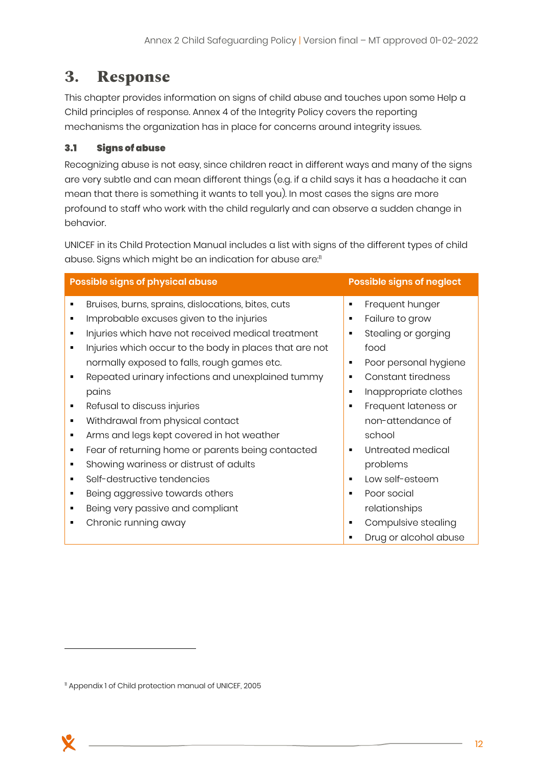## 3. Response

This chapter provides information on signs of child abuse and touches upon some Help a Child principles of response. Annex 4 of the Integrity Policy covers the reporting mechanisms the organization has in place for concerns around integrity issues.

### 3.1 Signs of abuse

Recognizing abuse is not easy, since children react in different ways and many of the signs are very subtle and can mean different things (e.g. if a child says it has a headache it can mean that there is something it wants to tell you). In most cases the signs are more profound to staff who work with the child regularly and can observe a sudden change in behavior.

UNICEF in its Child Protection Manual includes a list with signs of the different types of child abuse. Signs which might be an indication for abuse are:[11]

| Possible signs of physical abuse | Possible signs of neglect |
|---|---|
| ▪ Bruises, burns, sprains, dislocations, bites, cuts<br>▪ Improbable excuses given to the injuries<br>▪ Injuries which have not received medical treatment<br>▪ Injuries which occur to the body in places that are not normally exposed to falls, rough games etc.<br>▪ Repeated urinary infections and unexplained tummy pains<br>▪ Refusal to discuss injuries<br>▪ Withdrawal from physical contact<br>▪ Arms and legs kept covered in hot weather<br>▪ Fear of returning home or parents being contacted<br>▪ Showing wariness or distrust of adults<br>▪ Self-destructive tendencies<br>▪ Being aggressive towards others<br>▪ Being very passive and compliant<br>▪ Chronic running away | ▪ Frequent hunger<br>▪ Failure to grow<br>▪ Stealing or gorging food<br>▪ Poor personal hygiene<br>▪ Constant tiredness<br>▪ Inappropriate clothes<br>▪ Frequent lateness or non-attendance of school<br>▪ Untreated medical problems<br>▪ Low self-esteem<br>▪ Poor social relationships<br>▪ Compulsive stealing<br>▪ Drug or alcohol abuse |

[11] Appendix 1 of Child protection manual of UNICEF, 2005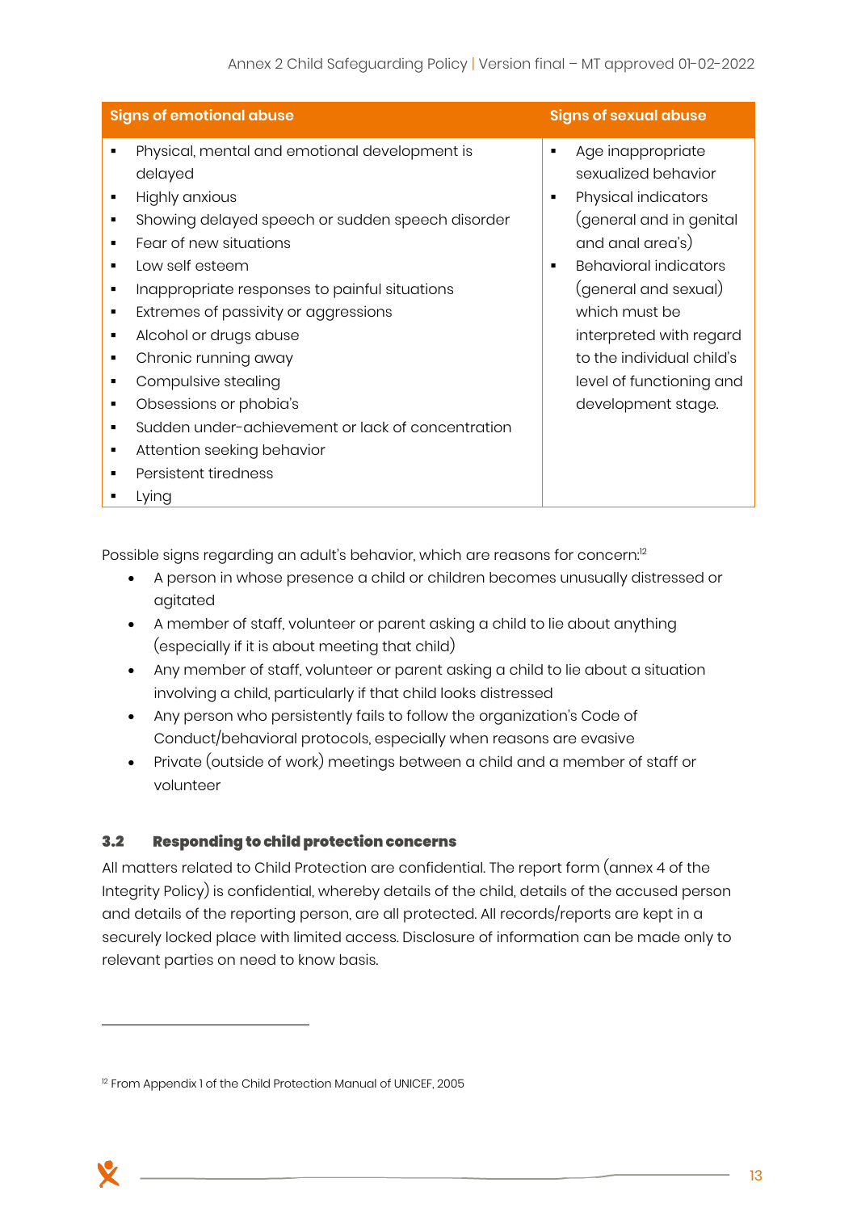| Signs of emotional abuse | Signs of sexual abuse |
|---|---|
| ▪ Physical, mental and emotional development is delayed<br>▪ Highly anxious<br>▪ Showing delayed speech or sudden speech disorder<br>▪ Fear of new situations<br>▪ Low self esteem<br>▪ Inappropriate responses to painful situations<br>▪ Extremes of passivity or aggressions<br>▪ Alcohol or drugs abuse<br>▪ Chronic running away<br>▪ Compulsive stealing<br>▪ Obsessions or phobia's<br>▪ Sudden under-achievement or lack of concentration<br>▪ Attention seeking behavior<br>▪ Persistent tiredness<br>▪ Lying | ▪ Age inappropriate sexualized behavior<br>▪ Physical indicators (general and in genital and anal area's)<br>▪ Behavioral indicators (general and sexual) which must be interpreted with regard to the individual child's level of functioning and development stage. |

Possible signs regarding an adult's behavior, which are reasons for concern:[12]

- A person in whose presence a child or children becomes unusually distressed or agitated
- A member of staff, volunteer or parent asking a child to lie about anything (especially if it is about meeting that child)
- Any member of staff, volunteer or parent asking a child to lie about a situation involving a child, particularly if that child looks distressed
- Any person who persistently fails to follow the organization's Code of Conduct/behavioral protocols, especially when reasons are evasive
- Private (outside of work) meetings between a child and a member of staff or volunteer

### 3.2 Responding to child protection concerns

All matters related to Child Protection are confidential. The report form (annex 4 of the Integrity Policy) is confidential, whereby details of the child, details of the accused person and details of the reporting person, are all protected. All records/reports are kept in a securely locked place with limited access. Disclosure of information can be made only to relevant parties on need to know basis.

[12] From Appendix 1 of the Child Protection Manual of UNICEF, 2005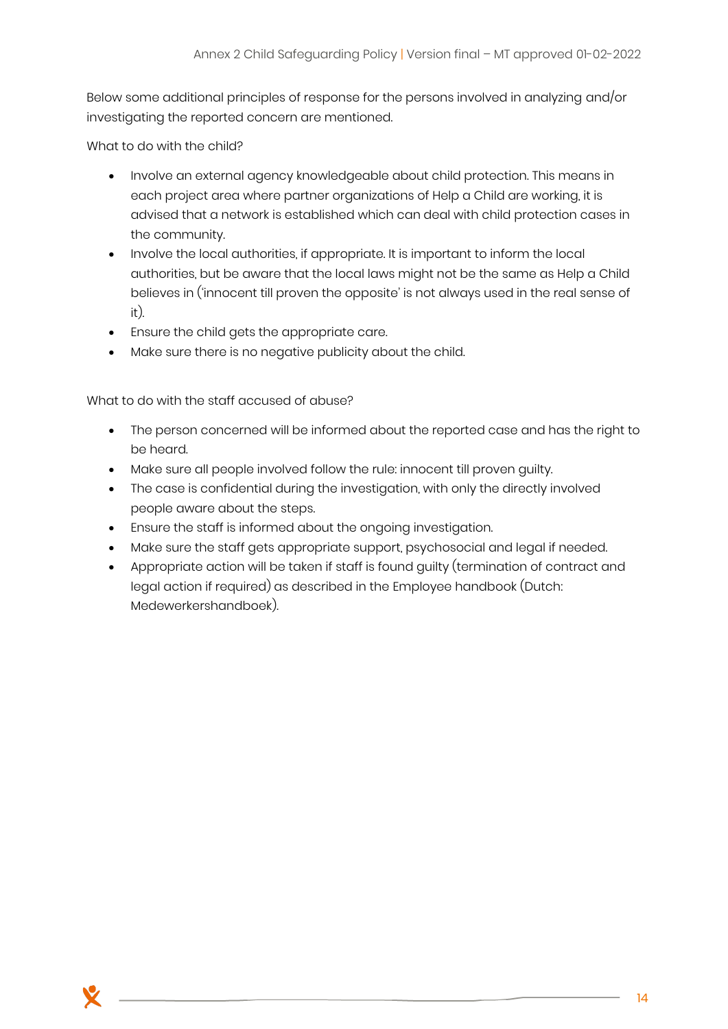Below some additional principles of response for the persons involved in analyzing and/or investigating the reported concern are mentioned.

What to do with the child?

- Involve an external agency knowledgeable about child protection. This means in each project area where partner organizations of Help a Child are working, it is advised that a network is established which can deal with child protection cases in the community.
- Involve the local authorities, if appropriate. It is important to inform the local authorities, but be aware that the local laws might not be the same as Help a Child believes in ('innocent till proven the opposite' is not always used in the real sense of it).
- Ensure the child gets the appropriate care.
- Make sure there is no negative publicity about the child.

What to do with the staff accused of abuse?

- The person concerned will be informed about the reported case and has the right to be heard.
- Make sure all people involved follow the rule: innocent till proven guilty.
- The case is confidential during the investigation, with only the directly involved people aware about the steps.
- Ensure the staff is informed about the ongoing investigation.
- Make sure the staff gets appropriate support, psychosocial and legal if needed.
- Appropriate action will be taken if staff is found guilty (termination of contract and legal action if required) as described in the Employee handbook (Dutch: Medewerkershandboek).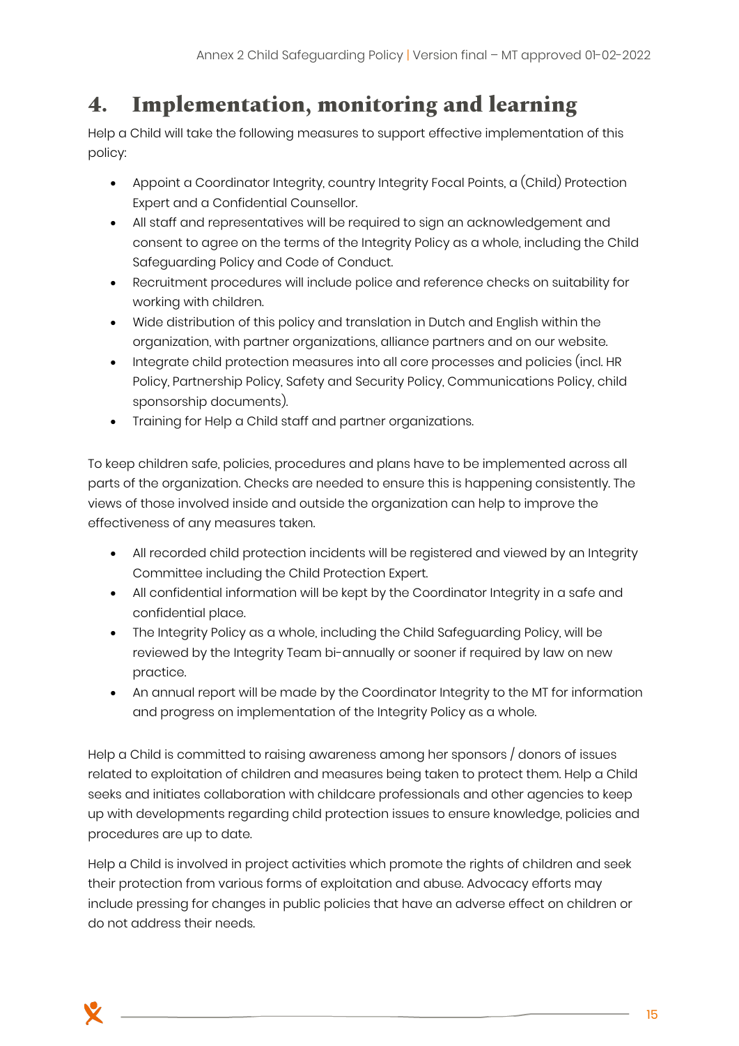# 4. Implementation, monitoring and learning

Help a Child will take the following measures to support effective implementation of this policy:

- Appoint a Coordinator Integrity, country Integrity Focal Points, a (Child) Protection Expert and a Confidential Counsellor.
- All staff and representatives will be required to sign an acknowledgement and consent to agree on the terms of the Integrity Policy as a whole, including the Child Safeguarding Policy and Code of Conduct.
- Recruitment procedures will include police and reference checks on suitability for working with children.
- Wide distribution of this policy and translation in Dutch and English within the organization, with partner organizations, alliance partners and on our website.
- Integrate child protection measures into all core processes and policies (incl. HR Policy, Partnership Policy, Safety and Security Policy, Communications Policy, child sponsorship documents).
- Training for Help a Child staff and partner organizations.

To keep children safe, policies, procedures and plans have to be implemented across all parts of the organization. Checks are needed to ensure this is happening consistently. The views of those involved inside and outside the organization can help to improve the effectiveness of any measures taken.

- All recorded child protection incidents will be registered and viewed by an Integrity Committee including the Child Protection Expert.
- All confidential information will be kept by the Coordinator Integrity in a safe and confidential place.
- The Integrity Policy as a whole, including the Child Safeguarding Policy, will be reviewed by the Integrity Team bi-annually or sooner if required by law on new practice.
- An annual report will be made by the Coordinator Integrity to the MT for information and progress on implementation of the Integrity Policy as a whole.

Help a Child is committed to raising awareness among her sponsors / donors of issues related to exploitation of children and measures being taken to protect them. Help a Child seeks and initiates collaboration with childcare professionals and other agencies to keep up with developments regarding child protection issues to ensure knowledge, policies and procedures are up to date.

Help a Child is involved in project activities which promote the rights of children and seek their protection from various forms of exploitation and abuse. Advocacy efforts may include pressing for changes in public policies that have an adverse effect on children or do not address their needs.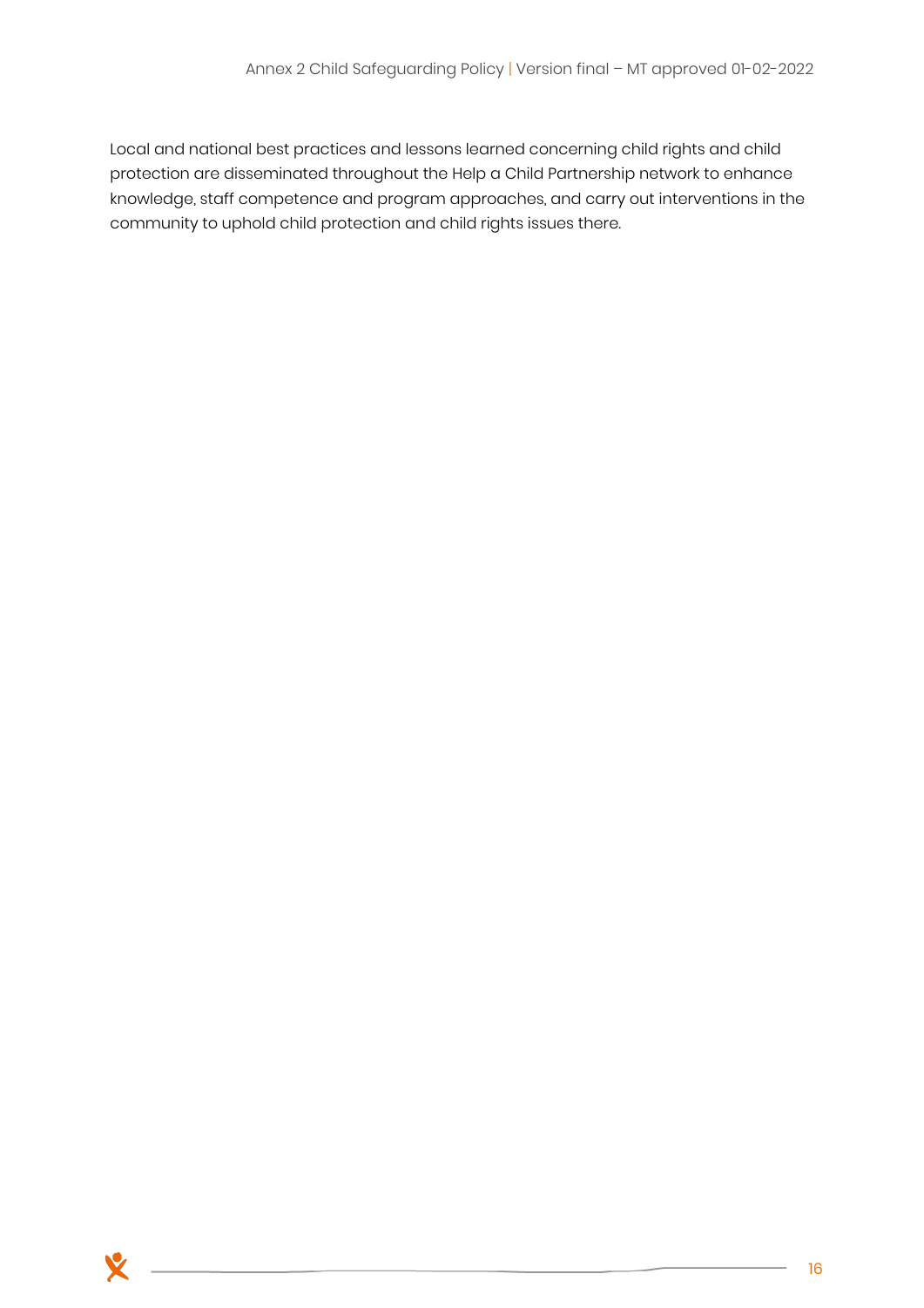Local and national best practices and lessons learned concerning child rights and child protection are disseminated throughout the Help a Child Partnership network to enhance knowledge, staff competence and program approaches, and carry out interventions in the community to uphold child protection and child rights issues there.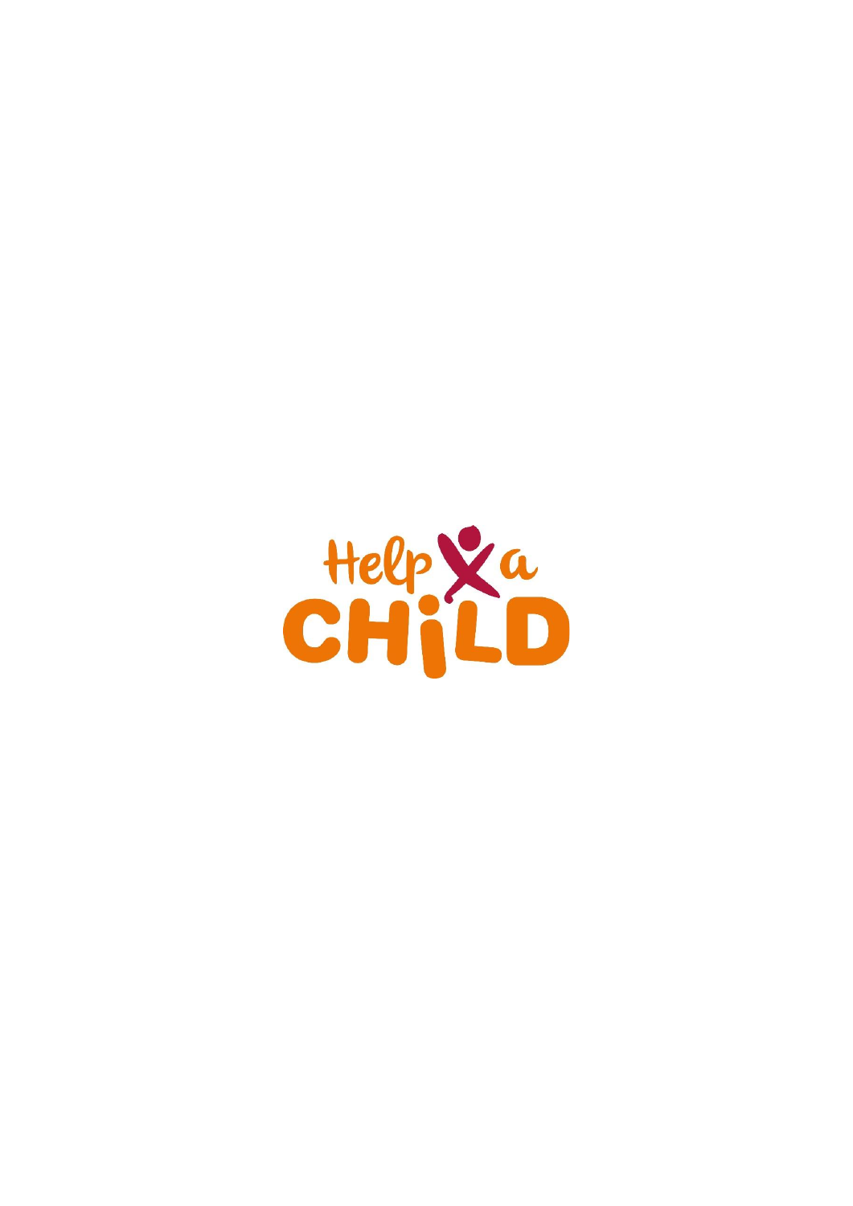Help a CHILD